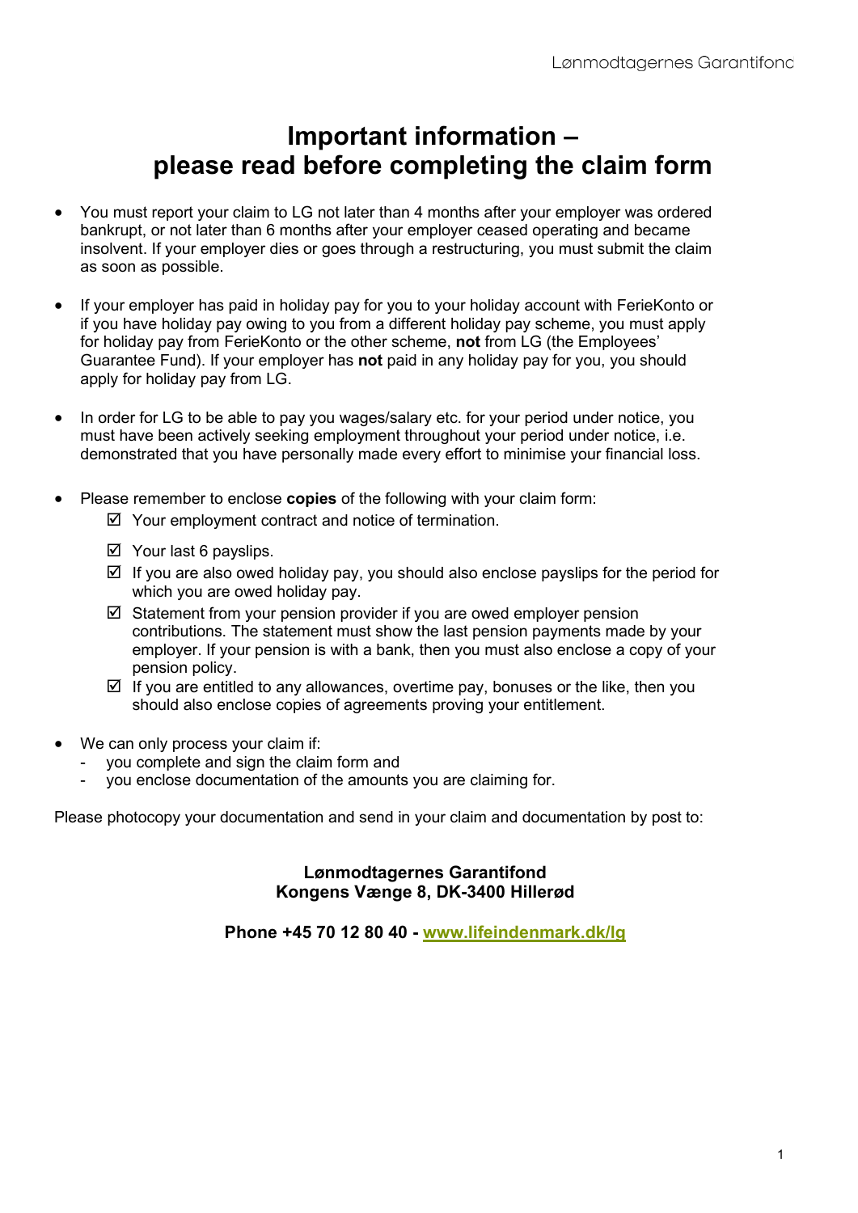# Important information – please read before completing the claim form

- You must report your claim to LG not later than 4 months after your employer was ordered bankrupt, or not later than 6 months after your employer ceased operating and became insolvent. If your employer dies or goes through a restructuring, you must submit the claim as soon as possible.

- If your employer has paid in holiday pay for you to your holiday account with FerieKonto or if you have holiday pay owing to you from a different holiday pay scheme, you must apply for holiday pay from FerieKonto or the other scheme, **not** from LG (the Employees' Guarantee Fund). If your employer has **not** paid in any holiday pay for you, you should apply for holiday pay from LG.

- In order for LG to be able to pay you wages/salary etc. for your period under notice, you must have been actively seeking employment throughout your period under notice, i.e. demonstrated that you have personally made every effort to minimise your financial loss.

- Please remember to enclose **copies** of the following with your claim form:
  - ☑ Your employment contract and notice of termination.
  - ☑ Your last 6 payslips.
  - ☑ If you are also owed holiday pay, you should also enclose payslips for the period for which you are owed holiday pay.
  - ☑ Statement from your pension provider if you are owed employer pension contributions. The statement must show the last pension payments made by your employer. If your pension is with a bank, then you must also enclose a copy of your pension policy.
  - ☑ If you are entitled to any allowances, overtime pay, bonuses or the like, then you should also enclose copies of agreements proving your entitlement.

- We can only process your claim if:
  - you complete and sign the claim form and
  - you enclose documentation of the amounts you are claiming for.

Please photocopy your documentation and send in your claim and documentation by post to:

**Lønmodtagernes Garantifond**
**Kongens Vænge 8, DK-3400 Hillerød**

**Phone +45 70 12 80 40 - www.lifeindenmark.dk/lg**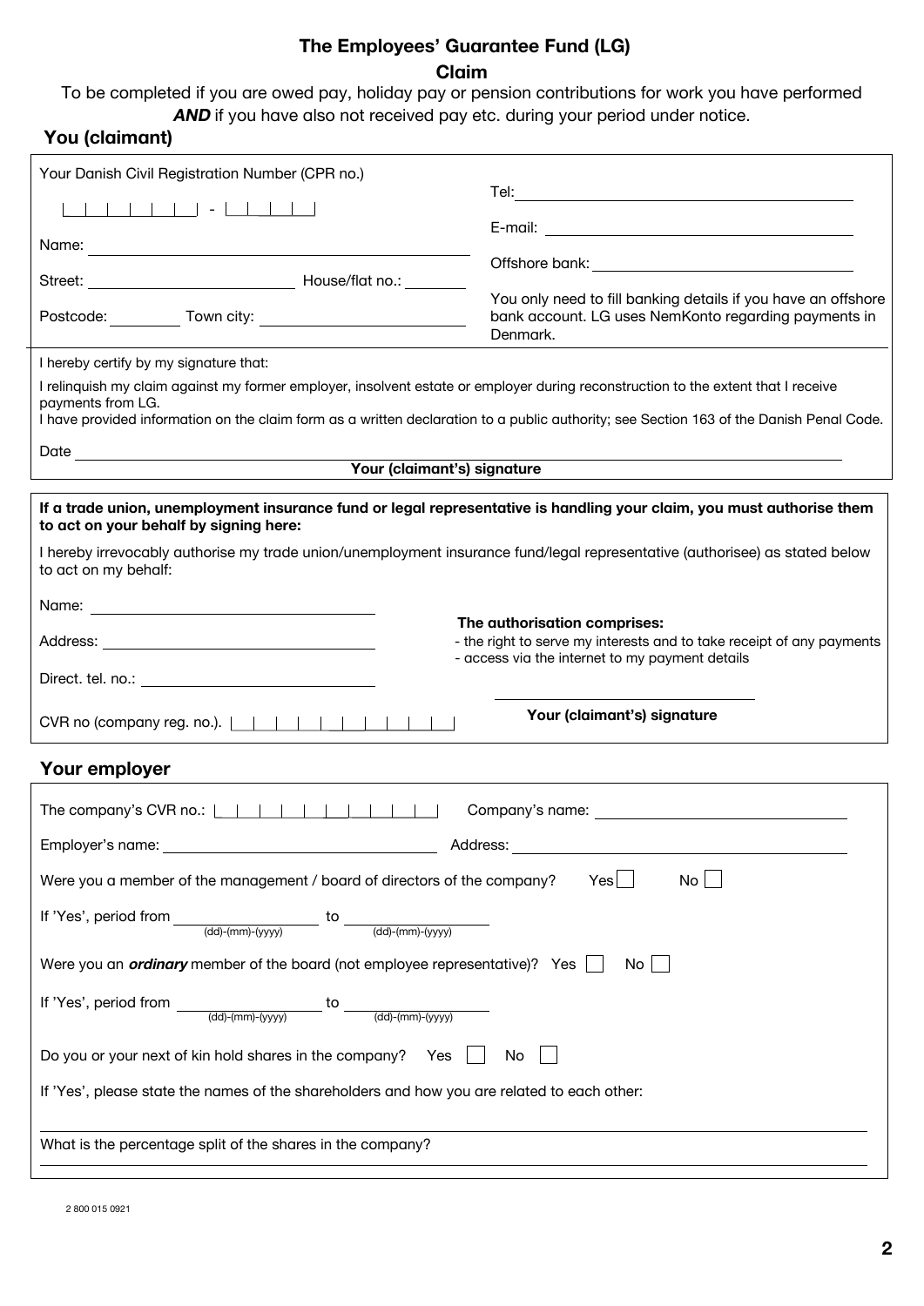# The Employees' Guarantee Fund (LG)

## Claim

To be completed if you are owed pay, holiday pay or pension contributions for work you have performed ***AND*** if you have also not received pay etc. during your period under notice.

## You (claimant)

Your Danish Civil Registration Number (CPR no.)

|_|_|_|_|_|_| - |_|_|_|_|

Name: ____________________

Street: ____________________ House/flat no.: ________

Postcode: ________ Town city: ____________________

Tel: ____________________

E-mail: ____________________

Offshore bank: ____________________

You only need to fill banking details if you have an offshore bank account. LG uses NemKonto regarding payments in Denmark.

I hereby certify by my signature that:

I relinquish my claim against my former employer, insolvent estate or employer during reconstruction to the extent that I receive payments from LG.
I have provided information on the claim form as a written declaration to a public authority; see Section 163 of the Danish Penal Code.

Date ____________________

**Your (claimant's) signature**

**If a trade union, unemployment insurance fund or legal representative is handling your claim, you must authorise them to act on your behalf by signing here:**

I hereby irrevocably authorise my trade union/unemployment insurance fund/legal representative (authorisee) as stated below to act on my behalf:

Name: ____________________

Address: ____________________

Direct. tel. no.: ____________________

CVR no (company reg. no.). |_|_|_|_|_|_|_|_|

**The authorisation comprises:**
- the right to serve my interests and to take receipt of any payments
- access via the internet to my payment details

____________________

**Your (claimant's) signature**

## Your employer

The company's CVR no.: |_|_|_|_|_|_|_|_| Company's name: ____________________

Employer's name: ____________________ Address: ____________________

Were you a member of the management / board of directors of the company? Yes ☐ No ☐

If 'Yes', period from ________ (dd)-(mm)-(yyyy) to ________ (dd)-(mm)-(yyyy)

Were you an ***ordinary*** member of the board (not employee representative)? Yes ☐ No ☐

If 'Yes', period from ________ (dd)-(mm)-(yyyy) to ________ (dd)-(mm)-(yyyy)

Do you or your next of kin hold shares in the company? Yes ☐ No ☐

If 'Yes', please state the names of the shareholders and how you are related to each other:

____________________

What is the percentage split of the shares in the company?

____________________

2 800 015 0921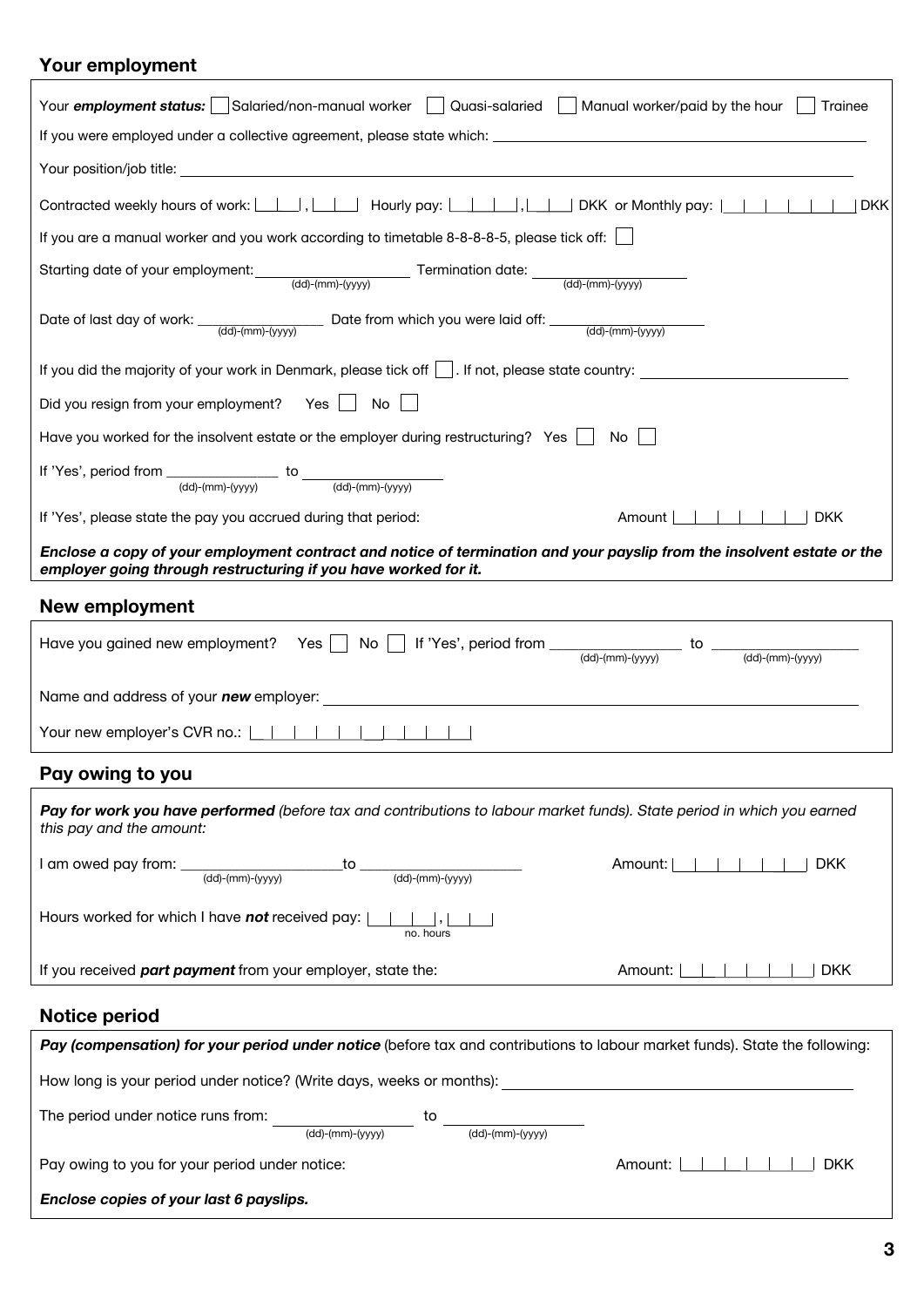## Your employment

Your ***employment status:*** ☐ Salaried/non-manual worker ☐ Quasi-salaried ☐ Manual worker/paid by the hour ☐ Trainee

If you were employed under a collective agreement, please state which: ____________________

Your position/job title: ____________________

Contracted weekly hours of work: |_|_|,|_|_| Hourly pay: |_|_|_|,|_|_| DKK or Monthly pay: |_|_|_|_|_|_|_| DKK

If you are a manual worker and you work according to timetable 8-8-8-8-5, please tick off: ☐

Starting date of your employment: ____________ (dd)-(mm)-(yyyy) Termination date: ____________ (dd)-(mm)-(yyyy)

Date of last day of work: ____________ (dd)-(mm)-(yyyy) Date from which you were laid off: ____________ (dd)-(mm)-(yyyy)

If you did the majority of your work in Denmark, please tick off ☐. If not, please state country: ____________

Did you resign from your employment? Yes ☐ No ☐

Have you worked for the insolvent estate or the employer during restructuring? Yes ☐ No ☐

If 'Yes', period from ____________ (dd)-(mm)-(yyyy) to ____________ (dd)-(mm)-(yyyy)

If 'Yes', please state the pay you accrued during that period: Amount |_|_|_|_|_|_|_| DKK

***Enclose a copy of your employment contract and notice of termination and your payslip from the insolvent estate or the employer going through restructuring if you have worked for it.***

## New employment

Have you gained new employment? Yes ☐ No ☐ If 'Yes', period from ____________ (dd)-(mm)-(yyyy) to ____________ (dd)-(mm)-(yyyy)

Name and address of your ***new*** employer: ____________________

Your new employer's CVR no.: |_|_|_|_|_|_|_|_|

## Pay owing to you

***Pay for work you have performed*** *(before tax and contributions to labour market funds). State period in which you earned this pay and the amount:*

I am owed pay from: ____________ (dd)-(mm)-(yyyy) to ____________ (dd)-(mm)-(yyyy) Amount: |_|_|_|_|_|_|_| DKK

Hours worked for which I have ***not*** received pay: |_|_|_|,|_|_| no. hours

If you received ***part payment*** from your employer, state the: Amount: |_|_|_|_|_|_|_| DKK

## Notice period

***Pay (compensation) for your period under notice*** (before tax and contributions to labour market funds). State the following:

How long is your period under notice? (Write days, weeks or months): ____________________

The period under notice runs from: ____________ (dd)-(mm)-(yyyy) to ____________ (dd)-(mm)-(yyyy)

Pay owing to you for your period under notice: Amount: |_|_|_|_|_|_|_| DKK

***Enclose copies of your last 6 payslips.***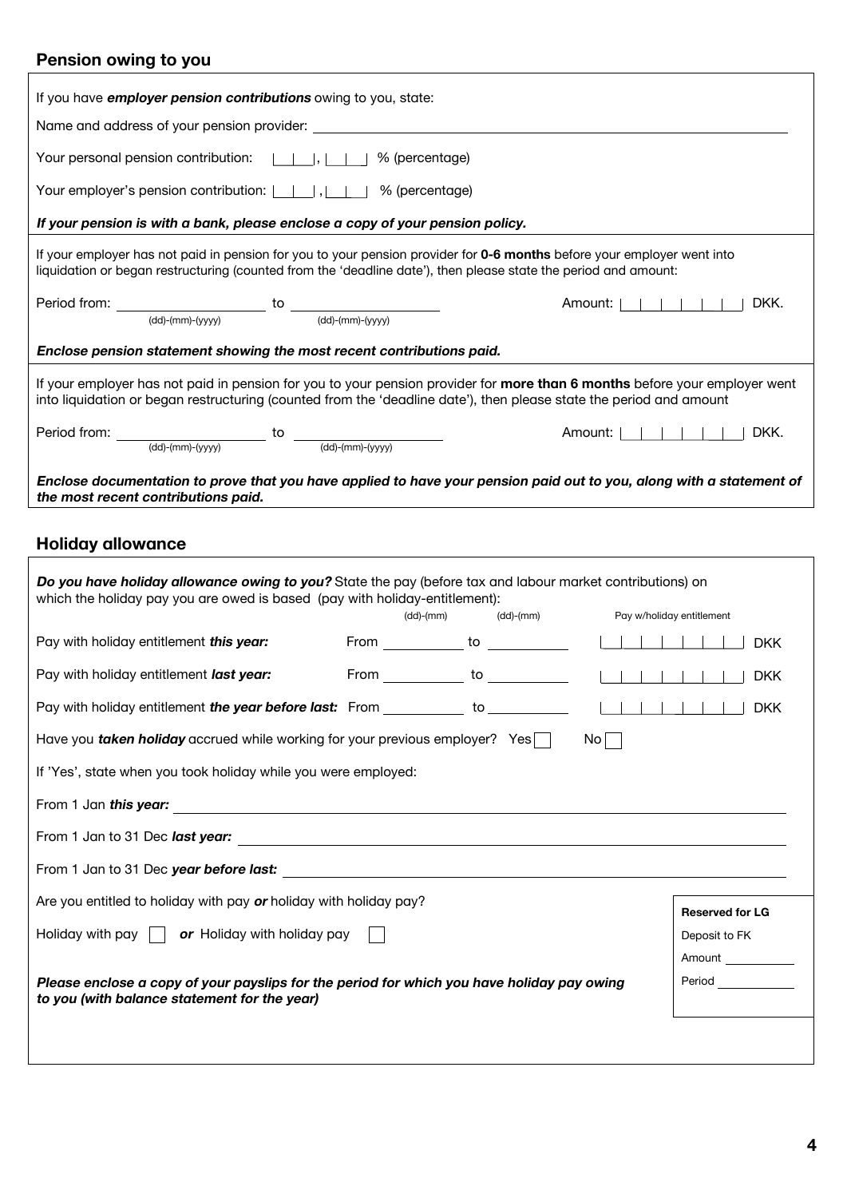## Pension owing to you

If you have ***employer pension contributions*** owing to you, state:

Name and address of your pension provider: ______________________________

Your personal pension contribution: |__|__|, |__|__| % (percentage)

Your employer's pension contribution: |__|__|, |__|__| % (percentage)

***If your pension is with a bank, please enclose a copy of your pension policy.***

If your employer has not paid in pension for you to your pension provider for **0-6 months** before your employer went into liquidation or began restructuring (counted from the 'deadline date'), then please state the period and amount:

Period from: ____________ to ____________ Amount: |__|__|__|__|__|__|__| DKK.
(dd)-(mm)-(yyyy) (dd)-(mm)-(yyyy)

***Enclose pension statement showing the most recent contributions paid.***

If your employer has not paid in pension for you to your pension provider for **more than 6 months** before your employer went into liquidation or began restructuring (counted from the 'deadline date'), then please state the period and amount

Period from: ____________ to ____________ Amount: |__|__|__|__|__|__|__| DKK.
(dd)-(mm)-(yyyy) (dd)-(mm)-(yyyy)

***Enclose documentation to prove that you have applied to have your pension paid out to you, along with a statement of the most recent contributions paid.***

## Holiday allowance

***Do you have holiday allowance owing to you?*** State the pay (before tax and labour market contributions) on which the holiday pay you are owed is based (pay with holiday-entitlement):

| | (dd)-(mm) | (dd)-(mm) | Pay w/holiday entitlement |
|---|---|---|---|
| Pay with holiday entitlement ***this year:*** | From ________ | to ________ | |__|__|__|__|__|__|__|__| DKK |
| Pay with holiday entitlement ***last year:*** | From ________ | to ________ | |__|__|__|__|__|__|__|__| DKK |
| Pay with holiday entitlement ***the year before last:*** | From ________ | to ________ | |__|__|__|__|__|__|__|__| DKK |

Have you ***taken holiday*** accrued while working for your previous employer? Yes ☐ No ☐

If 'Yes', state when you took holiday while you were employed:

From 1 Jan ***this year:*** ______________________________

From 1 Jan to 31 Dec ***last year:*** ______________________________

From 1 Jan to 31 Dec ***year before last:*** ______________________________

Are you entitled to holiday with pay ***or*** holiday with holiday pay?

Holiday with pay ☐ ***or*** Holiday with holiday pay ☐

***Please enclose a copy of your payslips for the period for which you have holiday pay owing to you (with balance statement for the year)***

**Reserved for LG**

Deposit to FK

Amount ________

Period ________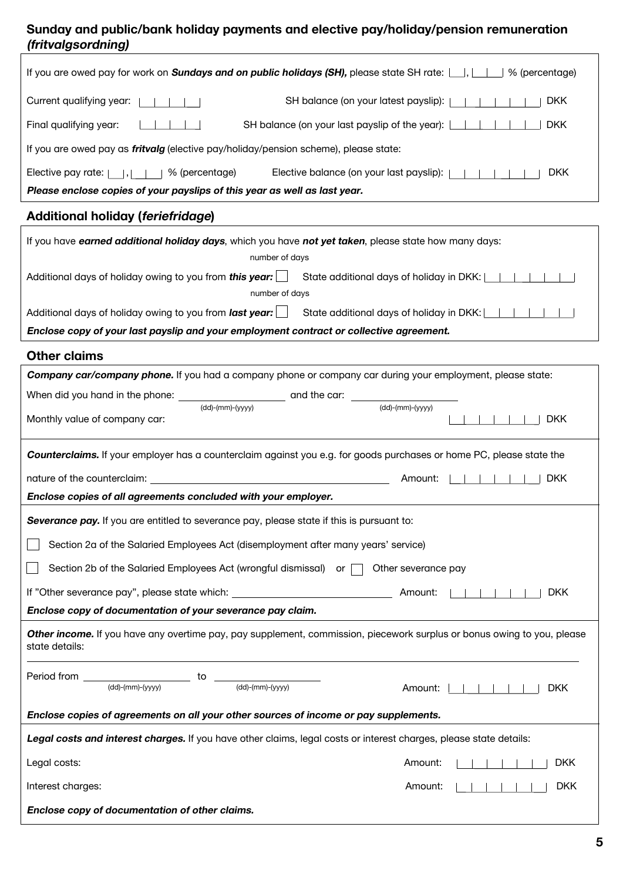## Sunday and public/bank holiday payments and elective pay/holiday/pension remuneration *(fritvalgsordning)*

If you are owed pay for work on ***Sundays and on public holidays (SH),*** please state SH rate: |__|, |__|__| % (percentage)

Current qualifying year: |__|__|__|__|

SH balance (on your latest payslip): |__|__|__|__|__|__|__| DKK

Final qualifying year: |__|__|__|__|

SH balance (on your last payslip of the year): |__|__|__|__|__|__|__| DKK

If you are owed pay as ***fritvalg*** (elective pay/holiday/pension scheme), please state:

Elective pay rate: |__|, |__|__| % (percentage)

Elective balance (on your last payslip): |__|__|__|__|__|__|__| DKK

***Please enclose copies of your payslips of this year as well as last year.***

## Additional holiday (*feriefridage*)

If you have ***earned additional holiday days***, which you have ***not yet taken***, please state how many days:

Additional days of holiday owing to you from ***this year:*** [ ] (number of days)

State additional days of holiday in DKK: |__|__|__|__|__|__|__|

Additional days of holiday owing to you from ***last year:*** [ ] (number of days)

State additional days of holiday in DKK: |__|__|__|__|__|__|__|

***Enclose copy of your last payslip and your employment contract or collective agreement.***

## Other claims

***Company car/company phone.*** If you had a company phone or company car during your employment, please state:

When did you hand in the phone: ____________ (dd)-(mm)-(yyyy) and the car: ____________ (dd)-(mm)-(yyyy)

Monthly value of company car: |__|__|__|__|__|__|__| DKK

***Counterclaims.*** If your employer has a counterclaim against you e.g. for goods purchases or home PC, please state the nature of the counterclaim: ____________________

Amount: |__|__|__|__|__|__|__| DKK

***Enclose copies of all agreements concluded with your employer.***

***Severance pay.*** If you are entitled to severance pay, please state if this is pursuant to:

- [ ] Section 2a of the Salaried Employees Act (disemployment after many years' service)
- [ ] Section 2b of the Salaried Employees Act (wrongful dismissal) or [ ] Other severance pay

If "Other severance pay", please state which: ____________________

Amount: |__|__|__|__|__|__|__| DKK

***Enclose copy of documentation of your severance pay claim.***

***Other income.*** If you have any overtime pay, pay supplement, commission, piecework surplus or bonus owing to you, please state details:

____________________________________________

Period from ____________ (dd)-(mm)-(yyyy) to ____________ (dd)-(mm)-(yyyy)

Amount: |__|__|__|__|__|__|__| DKK

***Enclose copies of agreements on all your other sources of income or pay supplements.***

***Legal costs and interest charges.*** If you have other claims, legal costs or interest charges, please state details:

Legal costs: Amount: |__|__|__|__|__|__|__| DKK

Interest charges: Amount: |__|__|__|__|__|__|__| DKK

***Enclose copy of documentation of other claims.***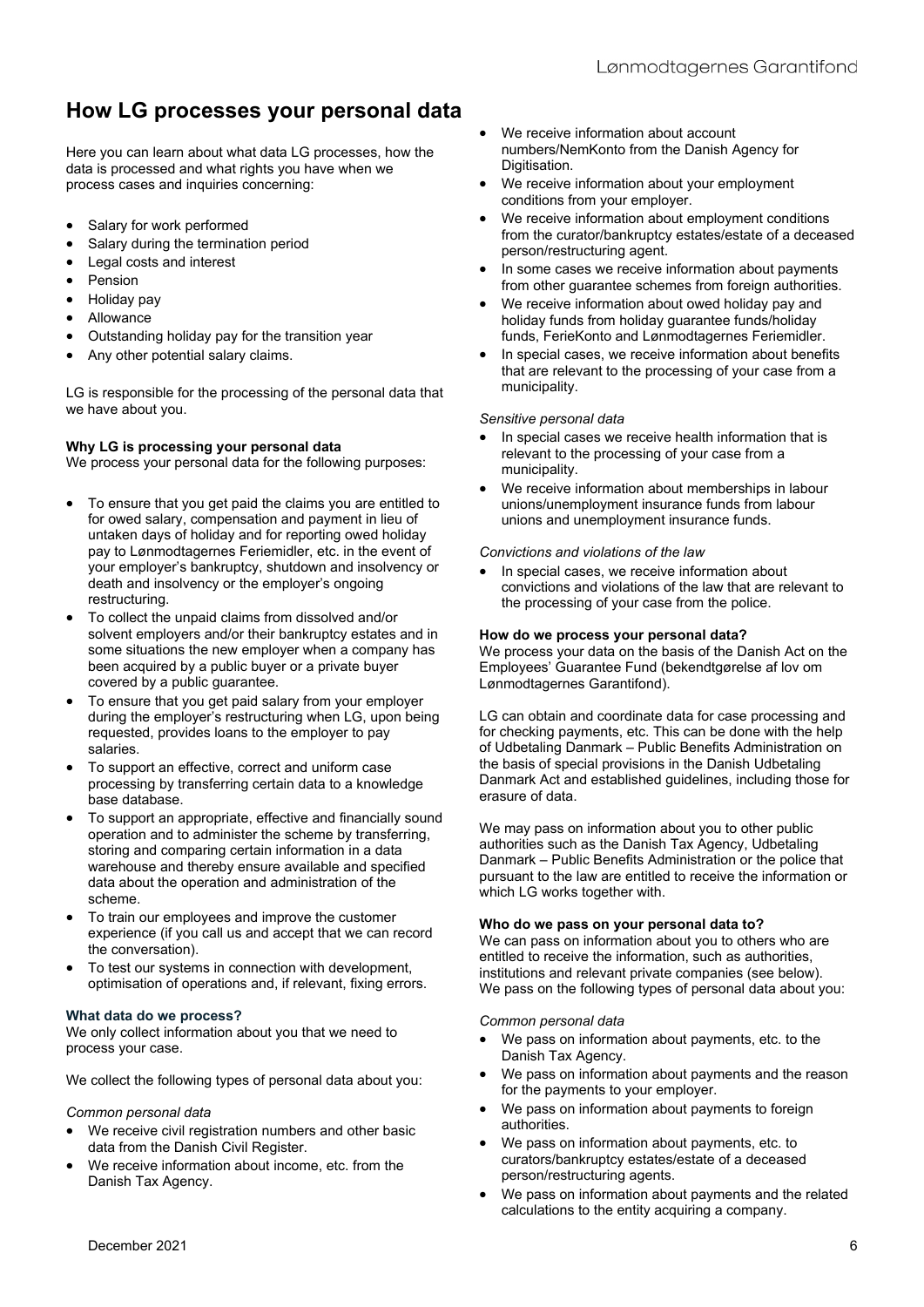# How LG processes your personal data

Here you can learn about what data LG processes, how the data is processed and what rights you have when we process cases and inquiries concerning:

- Salary for work performed
- Salary during the termination period
- Legal costs and interest
- Pension
- Holiday pay
- Allowance
- Outstanding holiday pay for the transition year
- Any other potential salary claims.

LG is responsible for the processing of the personal data that we have about you.

**Why LG is processing your personal data**
We process your personal data for the following purposes:

- To ensure that you get paid the claims you are entitled to for owed salary, compensation and payment in lieu of untaken days of holiday and for reporting owed holiday pay to Lønmodtagernes Feriemidler, etc. in the event of your employer's bankruptcy, shutdown and insolvency or death and insolvency or the employer's ongoing restructuring.
- To collect the unpaid claims from dissolved and/or solvent employers and/or their bankruptcy estates and in some situations the new employer when a company has been acquired by a public buyer or a private buyer covered by a public guarantee.
- To ensure that you get paid salary from your employer during the employer's restructuring when LG, upon being requested, provides loans to the employer to pay salaries.
- To support an effective, correct and uniform case processing by transferring certain data to a knowledge base database.
- To support an appropriate, effective and financially sound operation and to administer the scheme by transferring, storing and comparing certain information in a data warehouse and thereby ensure available and specified data about the operation and administration of the scheme.
- To train our employees and improve the customer experience (if you call us and accept that we can record the conversation).
- To test our systems in connection with development, optimisation of operations and, if relevant, fixing errors.

**What data do we process?**
We only collect information about you that we need to process your case.

We collect the following types of personal data about you:

*Common personal data*

- We receive civil registration numbers and other basic data from the Danish Civil Register.
- We receive information about income, etc. from the Danish Tax Agency.
- We receive information about account numbers/NemKonto from the Danish Agency for Digitisation.
- We receive information about your employment conditions from your employer.
- We receive information about employment conditions from the curator/bankruptcy estates/estate of a deceased person/restructuring agent.
- In some cases we receive information about payments from other guarantee schemes from foreign authorities.
- We receive information about owed holiday pay and holiday funds from holiday guarantee funds/holiday funds, FerieKonto and Lønmodtagernes Feriemidler.
- In special cases, we receive information about benefits that are relevant to the processing of your case from a municipality.

*Sensitive personal data*

- In special cases we receive health information that is relevant to the processing of your case from a municipality.
- We receive information about memberships in labour unions/unemployment insurance funds from labour unions and unemployment insurance funds.

*Convictions and violations of the law*

- In special cases, we receive information about convictions and violations of the law that are relevant to the processing of your case from the police.

**How do we process your personal data?**
We process your data on the basis of the Danish Act on the Employees' Guarantee Fund (bekendtgørelse af lov om Lønmodtagernes Garantifond).

LG can obtain and coordinate data for case processing and for checking payments, etc. This can be done with the help of Udbetaling Danmark – Public Benefits Administration on the basis of special provisions in the Danish Udbetaling Danmark Act and established guidelines, including those for erasure of data.

We may pass on information about you to other public authorities such as the Danish Tax Agency, Udbetaling Danmark – Public Benefits Administration or the police that pursuant to the law are entitled to receive the information or which LG works together with.

**Who do we pass on your personal data to?**
We can pass on information about you to others who are entitled to receive the information, such as authorities, institutions and relevant private companies (see below). We pass on the following types of personal data about you:

*Common personal data*

- We pass on information about payments, etc. to the Danish Tax Agency.
- We pass on information about payments and the reason for the payments to your employer.
- We pass on information about payments to foreign authorities.
- We pass on information about payments, etc. to curators/bankruptcy estates/estate of a deceased person/restructuring agents.
- We pass on information about payments and the related calculations to the entity acquiring a company.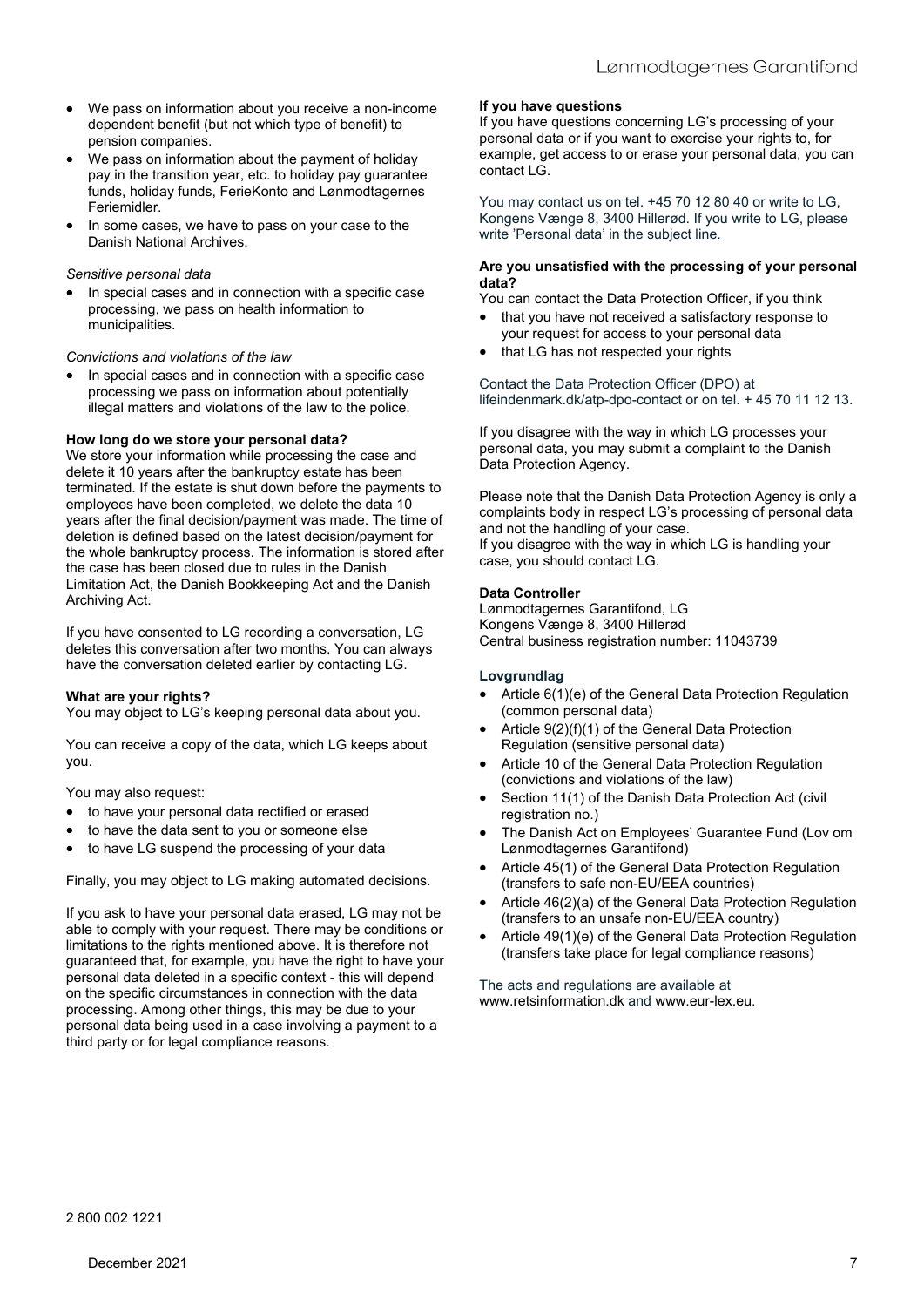- We pass on information about you receive a non-income dependent benefit (but not which type of benefit) to pension companies.
- We pass on information about the payment of holiday pay in the transition year, etc. to holiday pay guarantee funds, holiday funds, FerieKonto and Lønmodtagernes Feriemidler.
- In some cases, we have to pass on your case to the Danish National Archives.

*Sensitive personal data*

- In special cases and in connection with a specific case processing, we pass on health information to municipalities.

*Convictions and violations of the law*

- In special cases and in connection with a specific case processing we pass on information about potentially illegal matters and violations of the law to the police.

**How long do we store your personal data?**

We store your information while processing the case and delete it 10 years after the bankruptcy estate has been terminated. If the estate is shut down before the payments to employees have been completed, we delete the data 10 years after the final decision/payment was made. The time of deletion is defined based on the latest decision/payment for the whole bankruptcy process. The information is stored after the case has been closed due to rules in the Danish Limitation Act, the Danish Bookkeeping Act and the Danish Archiving Act.

If you have consented to LG recording a conversation, LG deletes this conversation after two months. You can always have the conversation deleted earlier by contacting LG.

**What are your rights?**

You may object to LG's keeping personal data about you.

You can receive a copy of the data, which LG keeps about you.

You may also request:

- to have your personal data rectified or erased
- to have the data sent to you or someone else
- to have LG suspend the processing of your data

Finally, you may object to LG making automated decisions.

If you ask to have your personal data erased, LG may not be able to comply with your request. There may be conditions or limitations to the rights mentioned above. It is therefore not guaranteed that, for example, you have the right to have your personal data deleted in a specific context - this will depend on the specific circumstances in connection with the data processing. Among other things, this may be due to your personal data being used in a case involving a payment to a third party or for legal compliance reasons.

**If you have questions**

If you have questions concerning LG's processing of your personal data or if you want to exercise your rights to, for example, get access to or erase your personal data, you can contact LG.

You may contact us on tel. +45 70 12 80 40 or write to LG, Kongens Vænge 8, 3400 Hillerød. If you write to LG, please write 'Personal data' in the subject line.

**Are you unsatisfied with the processing of your personal data?**

You can contact the Data Protection Officer, if you think

- that you have not received a satisfactory response to your request for access to your personal data
- that LG has not respected your rights

Contact the Data Protection Officer (DPO) at lifeindenmark.dk/atp-dpo-contact or on tel. + 45 70 11 12 13.

If you disagree with the way in which LG processes your personal data, you may submit a complaint to the Danish Data Protection Agency.

Please note that the Danish Data Protection Agency is only a complaints body in respect LG's processing of personal data and not the handling of your case.
If you disagree with the way in which LG is handling your case, you should contact LG.

**Data Controller**

Lønmodtagernes Garantifond, LG
Kongens Vænge 8, 3400 Hillerød
Central business registration number: 11043739

**Lovgrundlag**

- Article 6(1)(e) of the General Data Protection Regulation (common personal data)
- Article 9(2)(f)(1) of the General Data Protection Regulation (sensitive personal data)
- Article 10 of the General Data Protection Regulation (convictions and violations of the law)
- Section 11(1) of the Danish Data Protection Act (civil registration no.)
- The Danish Act on Employees' Guarantee Fund (Lov om Lønmodtagernes Garantifond)
- Article 45(1) of the General Data Protection Regulation (transfers to safe non-EU/EEA countries)
- Article 46(2)(a) of the General Data Protection Regulation (transfers to an unsafe non-EU/EEA country)
- Article 49(1)(e) of the General Data Protection Regulation (transfers take place for legal compliance reasons)

The acts and regulations are available at www.retsinformation.dk and www.eur-lex.eu.

2 800 002 1221

December 2021